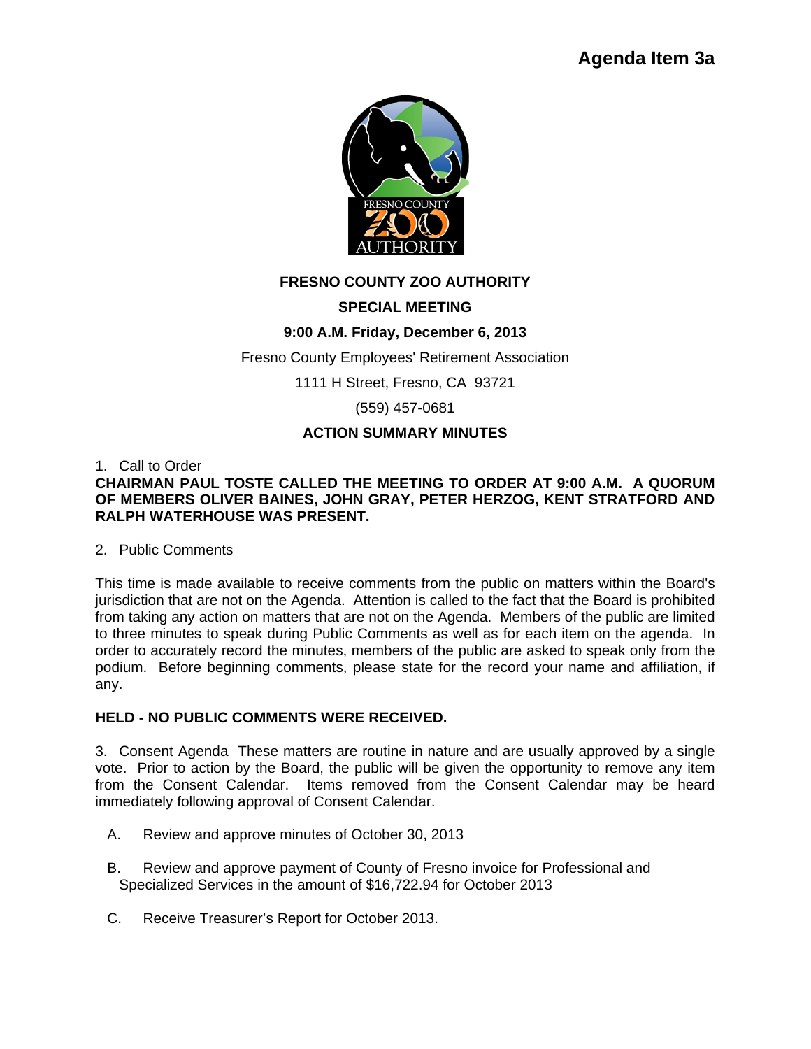**Agenda Item 3a**

# FRESNO COUNTY ZOO AUTHORITY

## SPECIAL MEETING

**9:00 A.M. Friday, December 6, 2013**

Fresno County Employees' Retirement Association

1111 H Street, Fresno, CA 93721

(559) 457-0681

## ACTION SUMMARY MINUTES

1. Call to Order

**CHAIRMAN PAUL TOSTE CALLED THE MEETING TO ORDER AT 9:00 A.M. A QUORUM OF MEMBERS OLIVER BAINES, JOHN GRAY, PETER HERZOG, KENT STRATFORD AND RALPH WATERHOUSE WAS PRESENT.**

2. Public Comments

This time is made available to receive comments from the public on matters within the Board's jurisdiction that are not on the Agenda. Attention is called to the fact that the Board is prohibited from taking any action on matters that are not on the Agenda. Members of the public are limited to three minutes to speak during Public Comments as well as for each item on the agenda. In order to accurately record the minutes, members of the public are asked to speak only from the podium. Before beginning comments, please state for the record your name and affiliation, if any.

**HELD - NO PUBLIC COMMENTS WERE RECEIVED.**

3. Consent Agenda These matters are routine in nature and are usually approved by a single vote. Prior to action by the Board, the public will be given the opportunity to remove any item from the Consent Calendar. Items removed from the Consent Calendar may be heard immediately following approval of Consent Calendar.

A. Review and approve minutes of October 30, 2013

B. Review and approve payment of County of Fresno invoice for Professional and Specialized Services in the amount of $16,722.94 for October 2013

C. Receive Treasurer's Report for October 2013.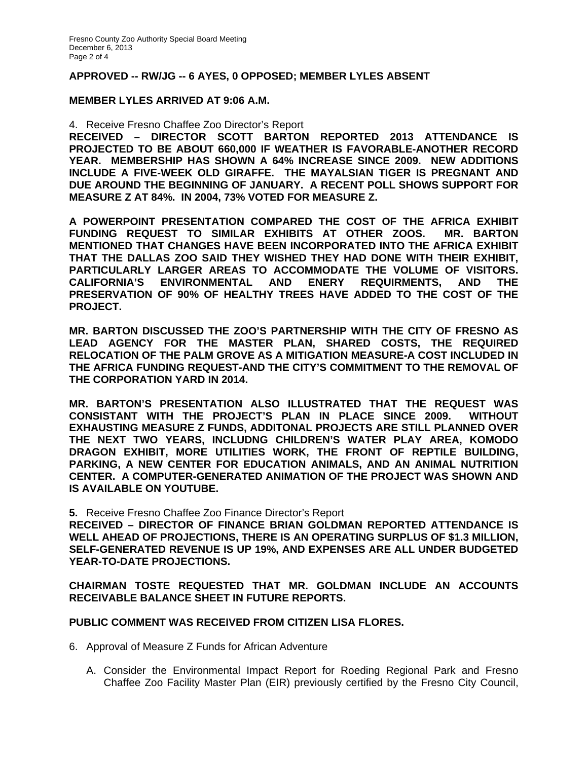**APPROVED -- RW/JG -- 6 AYES, 0 OPPOSED; MEMBER LYLES ABSENT**

**MEMBER LYLES ARRIVED AT 9:06 A.M.**

4. Receive Fresno Chaffee Zoo Director's Report

**RECEIVED – DIRECTOR SCOTT BARTON REPORTED 2013 ATTENDANCE IS PROJECTED TO BE ABOUT 660,000 IF WEATHER IS FAVORABLE-ANOTHER RECORD YEAR. MEMBERSHIP HAS SHOWN A 64% INCREASE SINCE 2009. NEW ADDITIONS INCLUDE A FIVE-WEEK OLD GIRAFFE. THE MAYALSIAN TIGER IS PREGNANT AND DUE AROUND THE BEGINNING OF JANUARY. A RECENT POLL SHOWS SUPPORT FOR MEASURE Z AT 84%. IN 2004, 73% VOTED FOR MEASURE Z.**

**A POWERPOINT PRESENTATION COMPARED THE COST OF THE AFRICA EXHIBIT FUNDING REQUEST TO SIMILAR EXHIBITS AT OTHER ZOOS. MR. BARTON MENTIONED THAT CHANGES HAVE BEEN INCORPORATED INTO THE AFRICA EXHIBIT THAT THE DALLAS ZOO SAID THEY WISHED THEY HAD DONE WITH THEIR EXHIBIT, PARTICULARLY LARGER AREAS TO ACCOMMODATE THE VOLUME OF VISITORS. CALIFORNIA'S ENVIRONMENTAL AND ENERY REQUIRMENTS, AND THE PRESERVATION OF 90% OF HEALTHY TREES HAVE ADDED TO THE COST OF THE PROJECT.**

**MR. BARTON DISCUSSED THE ZOO'S PARTNERSHIP WITH THE CITY OF FRESNO AS LEAD AGENCY FOR THE MASTER PLAN, SHARED COSTS, THE REQUIRED RELOCATION OF THE PALM GROVE AS A MITIGATION MEASURE-A COST INCLUDED IN THE AFRICA FUNDING REQUEST-AND THE CITY'S COMMITMENT TO THE REMOVAL OF THE CORPORATION YARD IN 2014.**

**MR. BARTON'S PRESENTATION ALSO ILLUSTRATED THAT THE REQUEST WAS CONSISTANT WITH THE PROJECT'S PLAN IN PLACE SINCE 2009. WITHOUT EXHAUSTING MEASURE Z FUNDS, ADDITONAL PROJECTS ARE STILL PLANNED OVER THE NEXT TWO YEARS, INCLUDNG CHILDREN'S WATER PLAY AREA, KOMODO DRAGON EXHIBIT, MORE UTILITIES WORK, THE FRONT OF REPTILE BUILDING, PARKING, A NEW CENTER FOR EDUCATION ANIMALS, AND AN ANIMAL NUTRITION CENTER. A COMPUTER-GENERATED ANIMATION OF THE PROJECT WAS SHOWN AND IS AVAILABLE ON YOUTUBE.**

**5.** Receive Fresno Chaffee Zoo Finance Director's Report

**RECEIVED – DIRECTOR OF FINANCE BRIAN GOLDMAN REPORTED ATTENDANCE IS WELL AHEAD OF PROJECTIONS, THERE IS AN OPERATING SURPLUS OF $1.3 MILLION, SELF-GENERATED REVENUE IS UP 19%, AND EXPENSES ARE ALL UNDER BUDGETED YEAR-TO-DATE PROJECTIONS.**

**CHAIRMAN TOSTE REQUESTED THAT MR. GOLDMAN INCLUDE AN ACCOUNTS RECEIVABLE BALANCE SHEET IN FUTURE REPORTS.**

**PUBLIC COMMENT WAS RECEIVED FROM CITIZEN LISA FLORES.**

6. Approval of Measure Z Funds for African Adventure

   A. Consider the Environmental Impact Report for Roeding Regional Park and Fresno Chaffee Zoo Facility Master Plan (EIR) previously certified by the Fresno City Council,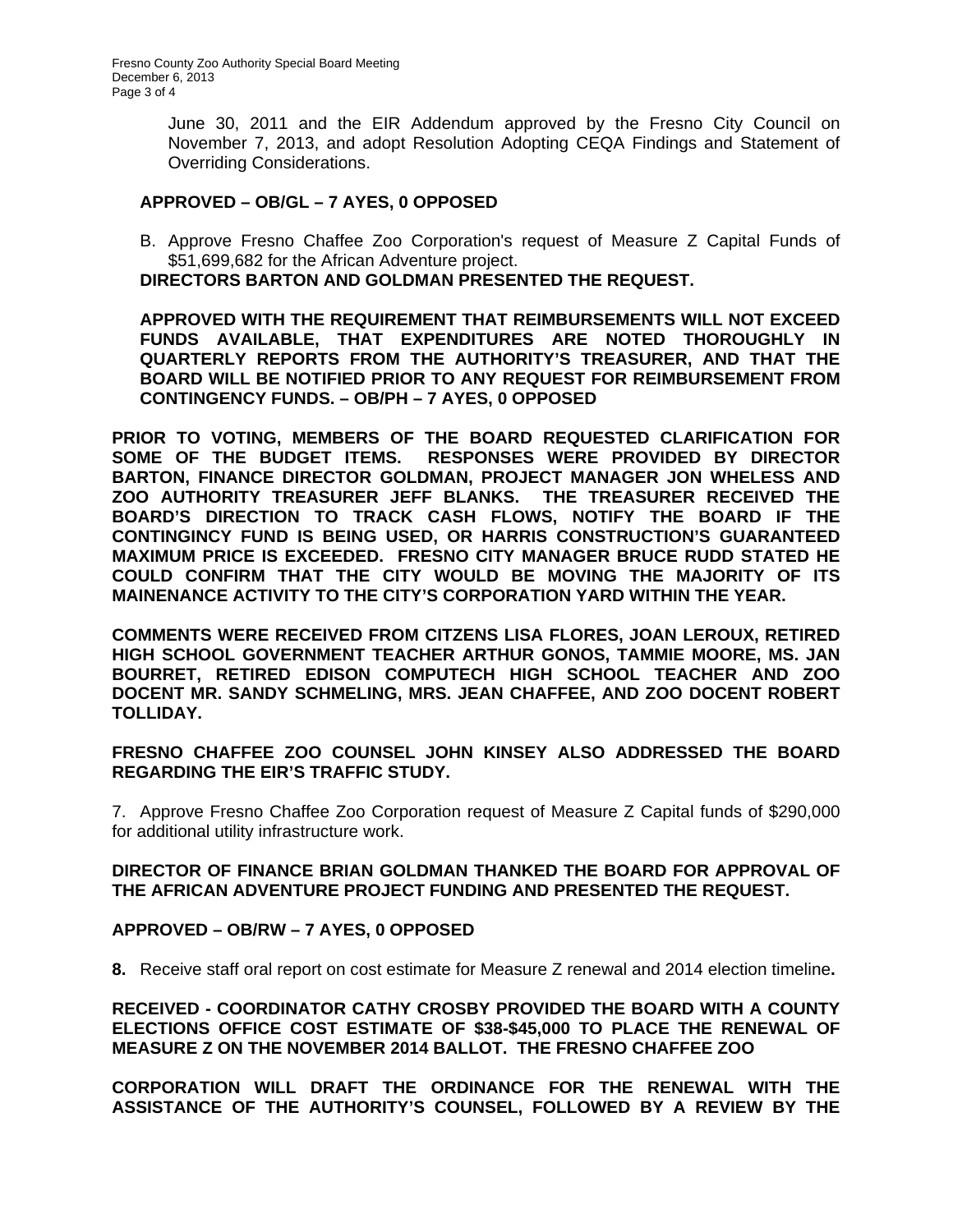June 30, 2011 and the EIR Addendum approved by the Fresno City Council on November 7, 2013, and adopt Resolution Adopting CEQA Findings and Statement of Overriding Considerations.

**APPROVED – OB/GL – 7 AYES, 0 OPPOSED**

B. Approve Fresno Chaffee Zoo Corporation's request of Measure Z Capital Funds of $51,699,682 for the African Adventure project.

**DIRECTORS BARTON AND GOLDMAN PRESENTED THE REQUEST.**

**APPROVED WITH THE REQUIREMENT THAT REIMBURSEMENTS WILL NOT EXCEED FUNDS AVAILABLE, THAT EXPENDITURES ARE NOTED THOROUGHLY IN QUARTERLY REPORTS FROM THE AUTHORITY'S TREASURER, AND THAT THE BOARD WILL BE NOTIFIED PRIOR TO ANY REQUEST FOR REIMBURSEMENT FROM CONTINGENCY FUNDS. – OB/PH – 7 AYES, 0 OPPOSED**

**PRIOR TO VOTING, MEMBERS OF THE BOARD REQUESTED CLARIFICATION FOR SOME OF THE BUDGET ITEMS. RESPONSES WERE PROVIDED BY DIRECTOR BARTON, FINANCE DIRECTOR GOLDMAN, PROJECT MANAGER JON WHELESS AND ZOO AUTHORITY TREASURER JEFF BLANKS. THE TREASURER RECEIVED THE BOARD'S DIRECTION TO TRACK CASH FLOWS, NOTIFY THE BOARD IF THE CONTINGINCY FUND IS BEING USED, OR HARRIS CONSTRUCTION'S GUARANTEED MAXIMUM PRICE IS EXCEEDED. FRESNO CITY MANAGER BRUCE RUDD STATED HE COULD CONFIRM THAT THE CITY WOULD BE MOVING THE MAJORITY OF ITS MAINENANCE ACTIVITY TO THE CITY'S CORPORATION YARD WITHIN THE YEAR.**

**COMMENTS WERE RECEIVED FROM CITZENS LISA FLORES, JOAN LEROUX, RETIRED HIGH SCHOOL GOVERNMENT TEACHER ARTHUR GONOS, TAMMIE MOORE, MS. JAN BOURRET, RETIRED EDISON COMPUTECH HIGH SCHOOL TEACHER AND ZOO DOCENT MR. SANDY SCHMELING, MRS. JEAN CHAFFEE, AND ZOO DOCENT ROBERT TOLLIDAY.**

**FRESNO CHAFFEE ZOO COUNSEL JOHN KINSEY ALSO ADDRESSED THE BOARD REGARDING THE EIR'S TRAFFIC STUDY.**

7. Approve Fresno Chaffee Zoo Corporation request of Measure Z Capital funds of $290,000 for additional utility infrastructure work.

**DIRECTOR OF FINANCE BRIAN GOLDMAN THANKED THE BOARD FOR APPROVAL OF THE AFRICAN ADVENTURE PROJECT FUNDING AND PRESENTED THE REQUEST.**

**APPROVED – OB/RW – 7 AYES, 0 OPPOSED**

**8.** Receive staff oral report on cost estimate for Measure Z renewal and 2014 election timeline**.**

**RECEIVED - COORDINATOR CATHY CROSBY PROVIDED THE BOARD WITH A COUNTY ELECTIONS OFFICE COST ESTIMATE OF $38-$45,000 TO PLACE THE RENEWAL OF MEASURE Z ON THE NOVEMBER 2014 BALLOT. THE FRESNO CHAFFEE ZOO**

**CORPORATION WILL DRAFT THE ORDINANCE FOR THE RENEWAL WITH THE ASSISTANCE OF THE AUTHORITY'S COUNSEL, FOLLOWED BY A REVIEW BY THE**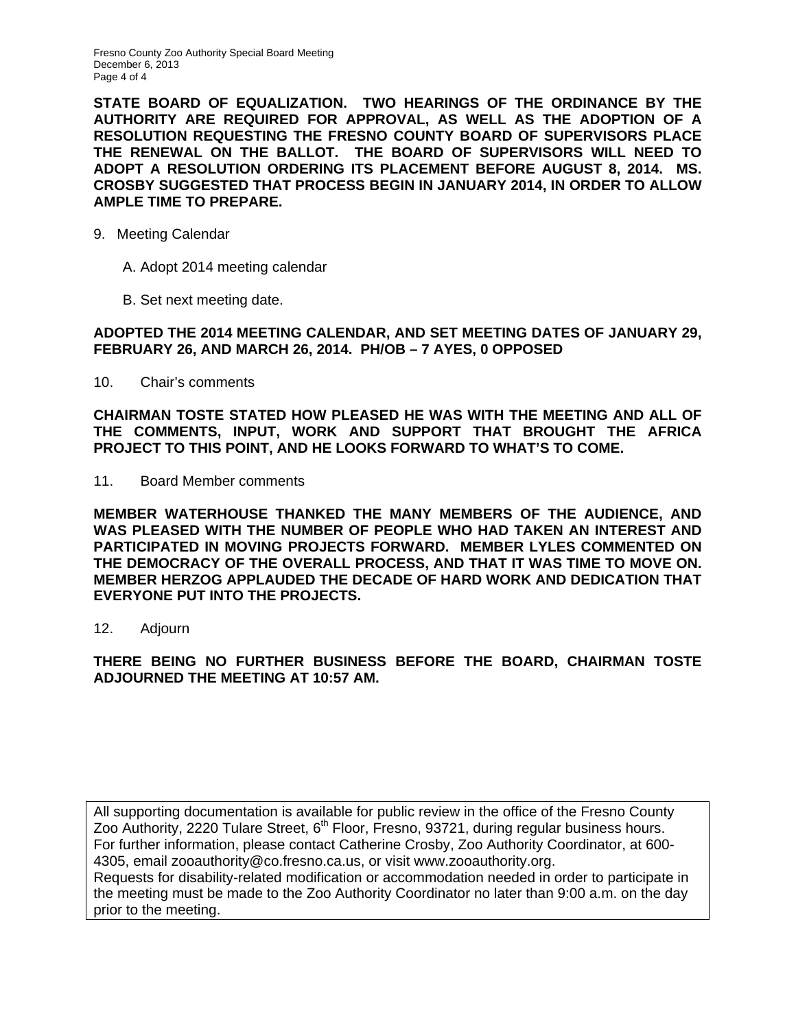**STATE BOARD OF EQUALIZATION. TWO HEARINGS OF THE ORDINANCE BY THE AUTHORITY ARE REQUIRED FOR APPROVAL, AS WELL AS THE ADOPTION OF A RESOLUTION REQUESTING THE FRESNO COUNTY BOARD OF SUPERVISORS PLACE THE RENEWAL ON THE BALLOT. THE BOARD OF SUPERVISORS WILL NEED TO ADOPT A RESOLUTION ORDERING ITS PLACEMENT BEFORE AUGUST 8, 2014. MS. CROSBY SUGGESTED THAT PROCESS BEGIN IN JANUARY 2014, IN ORDER TO ALLOW AMPLE TIME TO PREPARE.**

9. Meeting Calendar

   A. Adopt 2014 meeting calendar

   B. Set next meeting date.

**ADOPTED THE 2014 MEETING CALENDAR, AND SET MEETING DATES OF JANUARY 29, FEBRUARY 26, AND MARCH 26, 2014. PH/OB – 7 AYES, 0 OPPOSED**

10. Chair's comments

**CHAIRMAN TOSTE STATED HOW PLEASED HE WAS WITH THE MEETING AND ALL OF THE COMMENTS, INPUT, WORK AND SUPPORT THAT BROUGHT THE AFRICA PROJECT TO THIS POINT, AND HE LOOKS FORWARD TO WHAT'S TO COME.**

11. Board Member comments

**MEMBER WATERHOUSE THANKED THE MANY MEMBERS OF THE AUDIENCE, AND WAS PLEASED WITH THE NUMBER OF PEOPLE WHO HAD TAKEN AN INTEREST AND PARTICIPATED IN MOVING PROJECTS FORWARD. MEMBER LYLES COMMENTED ON THE DEMOCRACY OF THE OVERALL PROCESS, AND THAT IT WAS TIME TO MOVE ON. MEMBER HERZOG APPLAUDED THE DECADE OF HARD WORK AND DEDICATION THAT EVERYONE PUT INTO THE PROJECTS.**

12. Adjourn

**THERE BEING NO FURTHER BUSINESS BEFORE THE BOARD, CHAIRMAN TOSTE ADJOURNED THE MEETING AT 10:57 AM.**

All supporting documentation is available for public review in the office of the Fresno County Zoo Authority, 2220 Tulare Street, 6th Floor, Fresno, 93721, during regular business hours. For further information, please contact Catherine Crosby, Zoo Authority Coordinator, at 600-4305, email zooauthority@co.fresno.ca.us, or visit www.zooauthority.org.
Requests for disability-related modification or accommodation needed in order to participate in the meeting must be made to the Zoo Authority Coordinator no later than 9:00 a.m. on the day prior to the meeting.